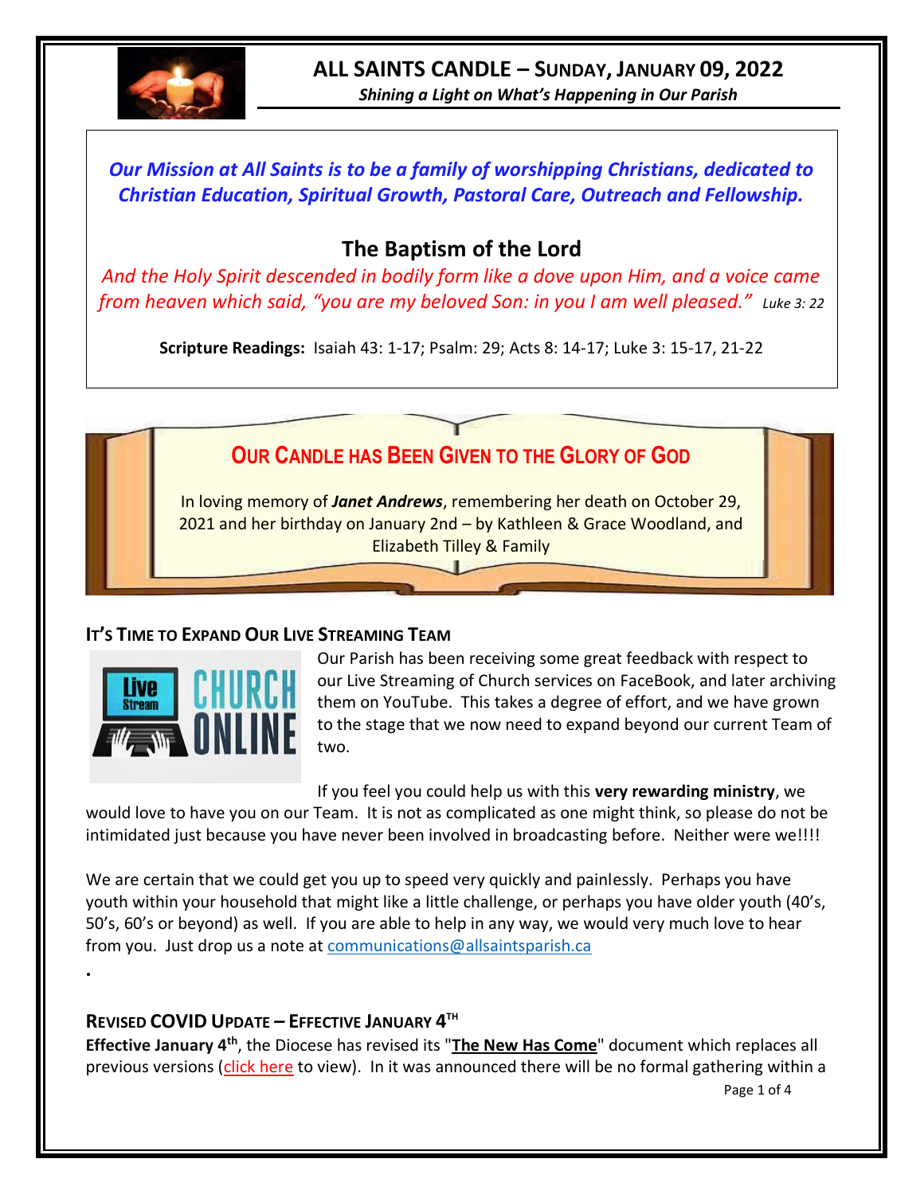# ALL SAINTS CANDLE – SUNDAY, JANUARY 09, 2022

*Shining a Light on What's Happening in Our Parish*

*Our Mission at All Saints is to be a family of worshipping Christians, dedicated to Christian Education, Spiritual Growth, Pastoral Care, Outreach and Fellowship.*

## The Baptism of the Lord

*And the Holy Spirit descended in bodily form like a dove upon Him, and a voice came from heaven which said, "you are my beloved Son: in you I am well pleased." Luke 3: 22*

**Scripture Readings:** Isaiah 43: 1-17; Psalm: 29; Acts 8: 14-17; Luke 3: 15-17, 21-22

## OUR CANDLE HAS BEEN GIVEN TO THE GLORY OF GOD

In loving memory of ***Janet Andrews***, remembering her death on October 29, 2021 and her birthday on January 2nd – by Kathleen & Grace Woodland, and Elizabeth Tilley & Family

### IT'S TIME TO EXPAND OUR LIVE STREAMING TEAM

Our Parish has been receiving some great feedback with respect to our Live Streaming of Church services on FaceBook, and later archiving them on YouTube. This takes a degree of effort, and we have grown to the stage that we now need to expand beyond our current Team of two.

If you feel you could help us with this **very rewarding ministry**, we would love to have you on our Team. It is not as complicated as one might think, so please do not be intimidated just because you have never been involved in broadcasting before. Neither were we!!!!

We are certain that we could get you up to speed very quickly and painlessly. Perhaps you have youth within your household that might like a little challenge, or perhaps you have older youth (40's, 50's, 60's or beyond) as well. If you are able to help in any way, we would very much love to hear from you. Just drop us a note at communications@allsaintsparish.ca

### REVISED COVID UPDATE – EFFECTIVE JANUARY 4TH

**Effective January 4th**, the Diocese has revised its "**The New Has Come**" document which replaces all previous versions (click here to view). In it was announced there will be no formal gathering within a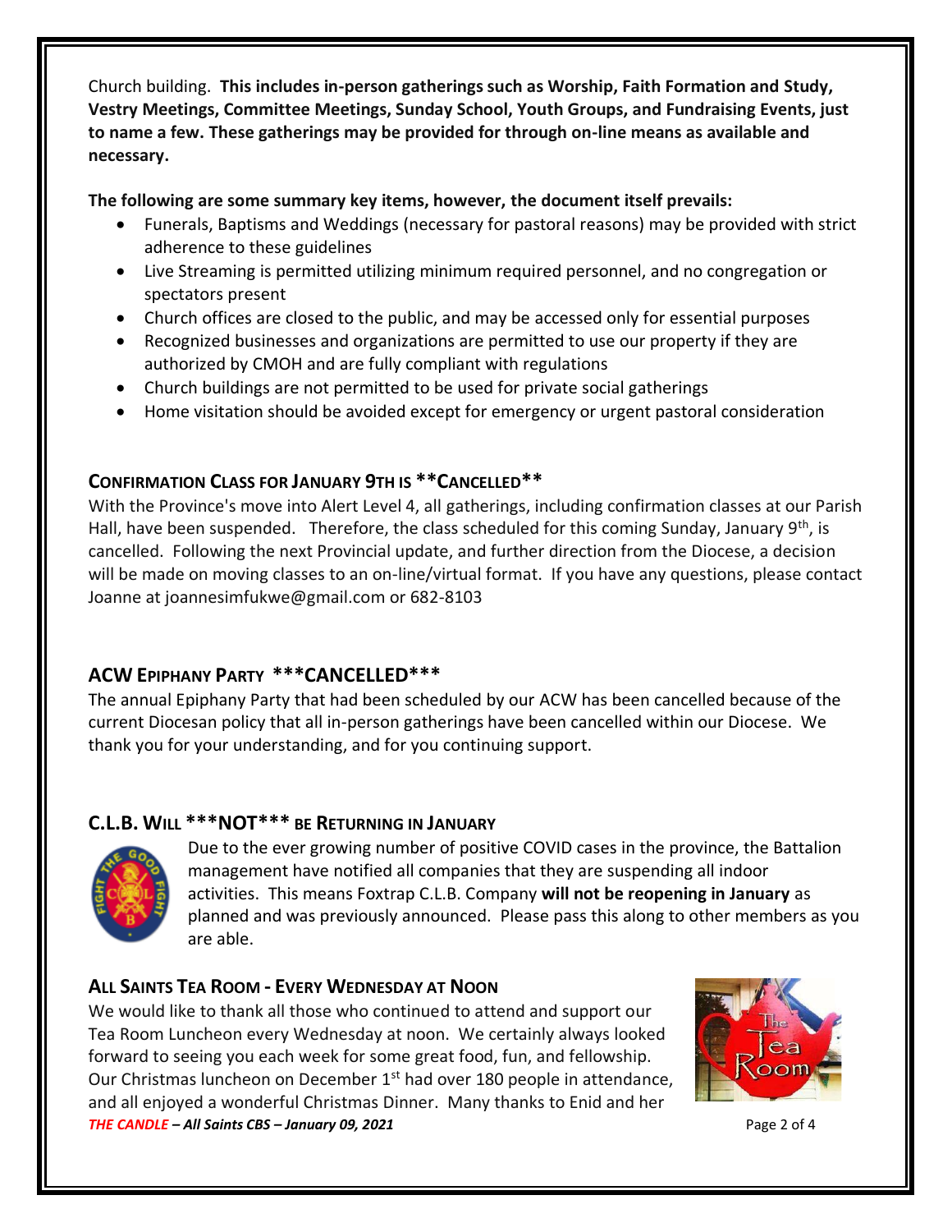Church building. **This includes in-person gatherings such as Worship, Faith Formation and Study, Vestry Meetings, Committee Meetings, Sunday School, Youth Groups, and Fundraising Events, just to name a few. These gatherings may be provided for through on-line means as available and necessary.**

**The following are some summary key items, however, the document itself prevails:**

- Funerals, Baptisms and Weddings (necessary for pastoral reasons) may be provided with strict adherence to these guidelines
- Live Streaming is permitted utilizing minimum required personnel, and no congregation or spectators present
- Church offices are closed to the public, and may be accessed only for essential purposes
- Recognized businesses and organizations are permitted to use our property if they are authorized by CMOH and are fully compliant with regulations
- Church buildings are not permitted to be used for private social gatherings
- Home visitation should be avoided except for emergency or urgent pastoral consideration

## CONFIRMATION CLASS FOR JANUARY 9TH IS **CANCELLED**

With the Province's move into Alert Level 4, all gatherings, including confirmation classes at our Parish Hall, have been suspended. Therefore, the class scheduled for this coming Sunday, January 9th, is cancelled. Following the next Provincial update, and further direction from the Diocese, a decision will be made on moving classes to an on-line/virtual format. If you have any questions, please contact Joanne at joannesimfukwe@gmail.com or 682-8103

## ACW EPIPHANY PARTY ***CANCELLED***

The annual Epiphany Party that had been scheduled by our ACW has been cancelled because of the current Diocesan policy that all in-person gatherings have been cancelled within our Diocese. We thank you for your understanding, and for you continuing support.

## C.L.B. WILL ***NOT*** BE RETURNING IN JANUARY

Due to the ever growing number of positive COVID cases in the province, the Battalion management have notified all companies that they are suspending all indoor activities. This means Foxtrap C.L.B. Company **will not be reopening in January** as planned and was previously announced. Please pass this along to other members as you are able.

## ALL SAINTS TEA ROOM - EVERY WEDNESDAY AT NOON

We would like to thank all those who continued to attend and support our Tea Room Luncheon every Wednesday at noon. We certainly always looked forward to seeing you each week for some great food, fun, and fellowship. Our Christmas luncheon on December 1st had over 180 people in attendance, and all enjoyed a wonderful Christmas Dinner. Many thanks to Enid and her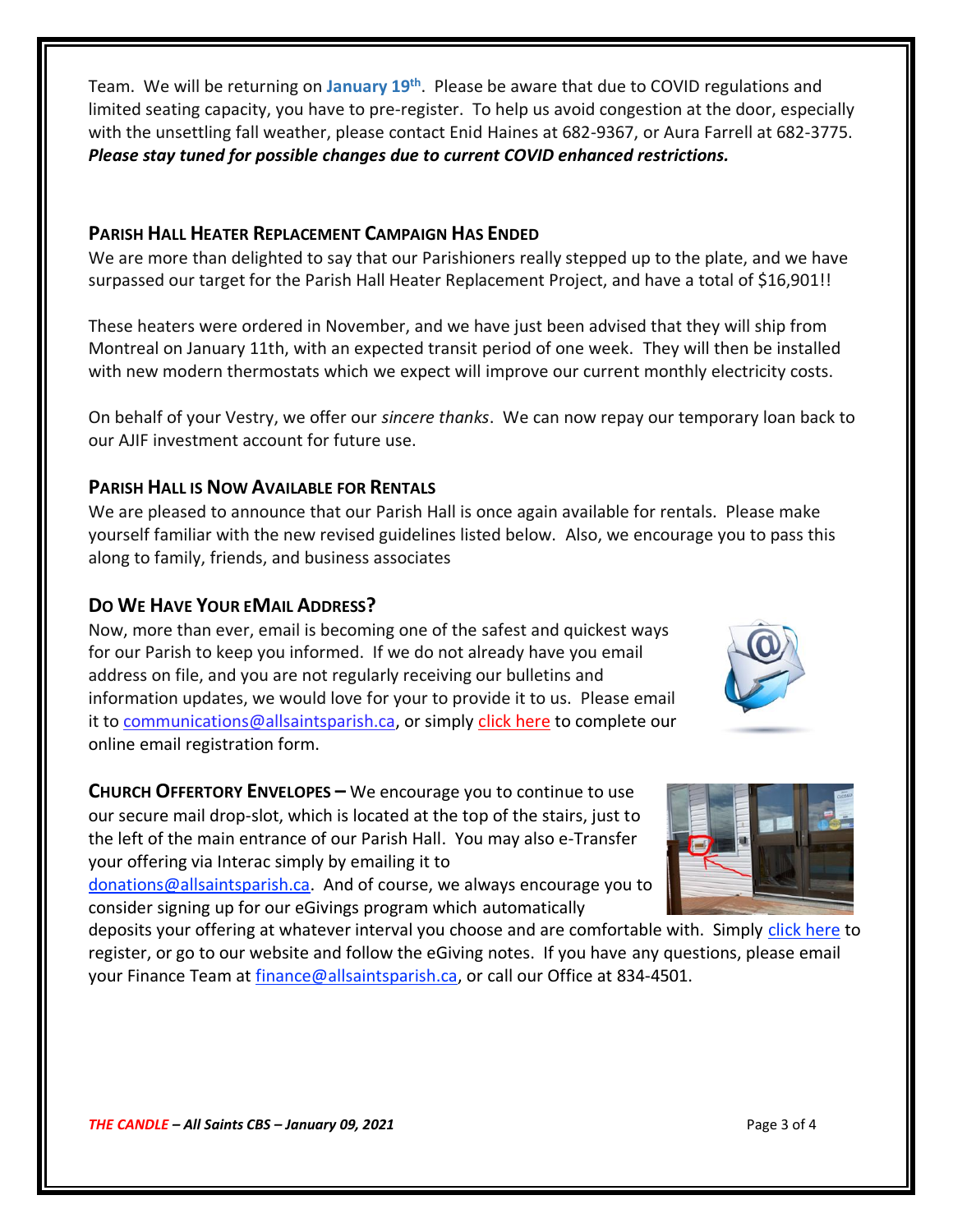Team. We will be returning on **January 19th**. Please be aware that due to COVID regulations and limited seating capacity, you have to pre-register. To help us avoid congestion at the door, especially with the unsettling fall weather, please contact Enid Haines at 682-9367, or Aura Farrell at 682-3775. ***Please stay tuned for possible changes due to current COVID enhanced restrictions.***

## PARISH HALL HEATER REPLACEMENT CAMPAIGN HAS ENDED

We are more than delighted to say that our Parishioners really stepped up to the plate, and we have surpassed our target for the Parish Hall Heater Replacement Project, and have a total of $16,901!!

These heaters were ordered in November, and we have just been advised that they will ship from Montreal on January 11th, with an expected transit period of one week. They will then be installed with new modern thermostats which we expect will improve our current monthly electricity costs.

On behalf of your Vestry, we offer our *sincere thanks*. We can now repay our temporary loan back to our AJIF investment account for future use.

## PARISH HALL IS NOW AVAILABLE FOR RENTALS

We are pleased to announce that our Parish Hall is once again available for rentals. Please make yourself familiar with the new revised guidelines listed below. Also, we encourage you to pass this along to family, friends, and business associates

## DO WE HAVE YOUR EMAIL ADDRESS?

Now, more than ever, email is becoming one of the safest and quickest ways for our Parish to keep you informed. If we do not already have you email address on file, and you are not regularly receiving our bulletins and information updates, we would love for your to provide it to us. Please email it to communications@allsaintsparish.ca, or simply click here to complete our online email registration form.

**CHURCH OFFERTORY ENVELOPES –** We encourage you to continue to use our secure mail drop-slot, which is located at the top of the stairs, just to the left of the main entrance of our Parish Hall. You may also e-Transfer your offering via Interac simply by emailing it to donations@allsaintsparish.ca. And of course, we always encourage you to consider signing up for our eGivings program which automatically deposits your offering at whatever interval you choose and are comfortable with. Simply click here to register, or go to our website and follow the eGiving notes. If you have any questions, please email your Finance Team at finance@allsaintsparish.ca, or call our Office at 834-4501.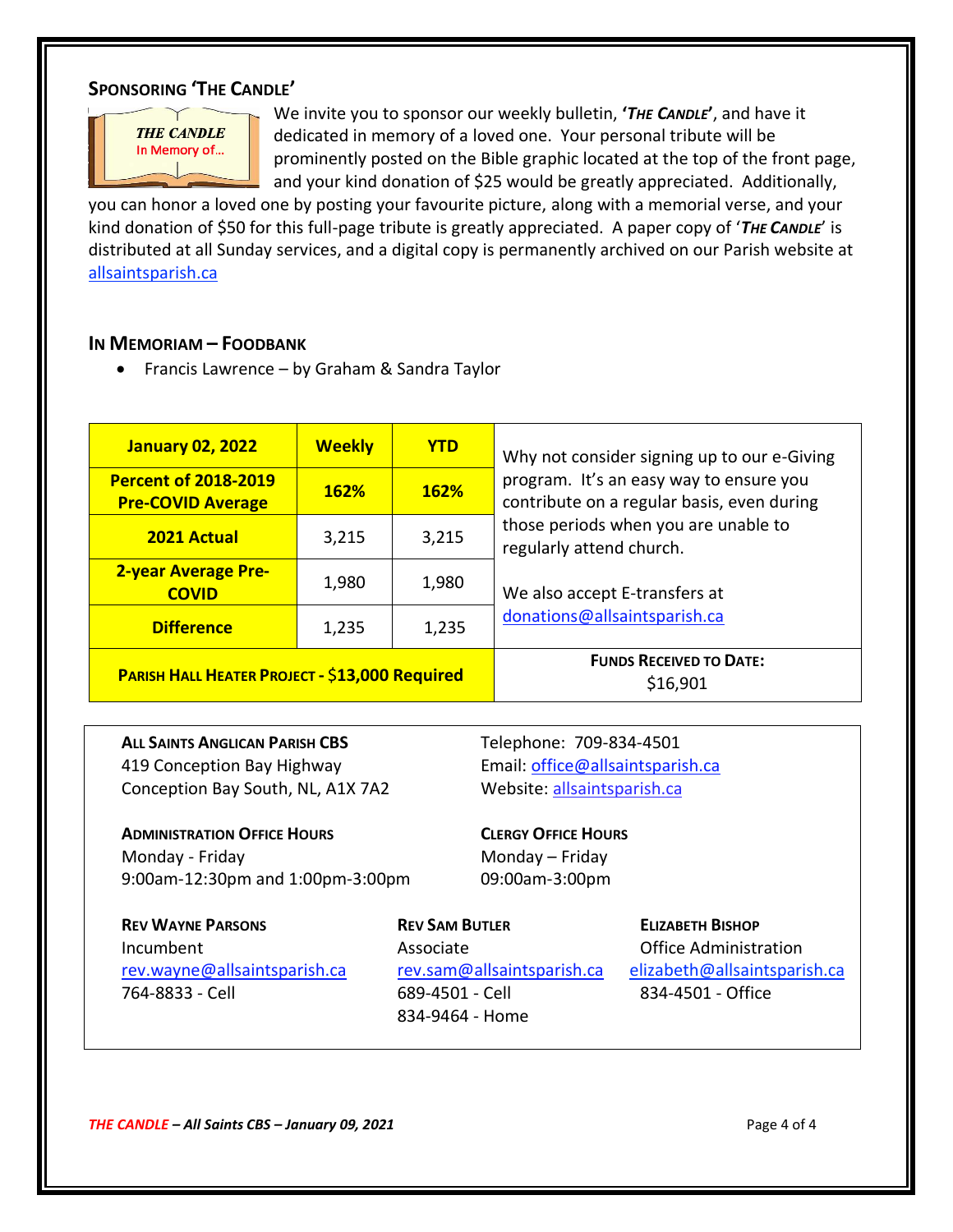### SPONSORING 'THE CANDLE'

We invite you to sponsor our weekly bulletin, ***'THE CANDLE'***, and have it dedicated in memory of a loved one. Your personal tribute will be prominently posted on the Bible graphic located at the top of the front page, and your kind donation of $25 would be greatly appreciated. Additionally, you can honor a loved one by posting your favourite picture, along with a memorial verse, and your kind donation of $50 for this full-page tribute is greatly appreciated. A paper copy of '***THE CANDLE***' is distributed at all Sunday services, and a digital copy is permanently archived on our Parish website at allsaintsparish.ca

### IN MEMORIAM – FOODBANK

- Francis Lawrence – by Graham & Sandra Taylor

| January 02, 2022 | Weekly | YTD |
|---|---|---|
| **Percent of 2018-2019 Pre-COVID Average** | **162%** | **162%** |
| **2021 Actual** | 3,215 | 3,215 |
| **2-year Average Pre-COVID** | 1,980 | 1,980 |
| **Difference** | 1,235 | 1,235 |

Why not consider signing up to our e-Giving program. It's an easy way to ensure you contribute on a regular basis, even during those periods when you are unable to regularly attend church.

We also accept E-transfers at donations@allsaintsparish.ca

| | |
|---|---|
| **PARISH HALL HEATER PROJECT - $13,000 Required** | **FUNDS RECEIVED TO DATE:** $16,901 |

**ALL SAINTS ANGLICAN PARISH CBS**
419 Conception Bay Highway
Conception Bay South, NL, A1X 7A2

Telephone: 709-834-4501
Email: office@allsaintsparish.ca
Website: allsaintsparish.ca

**ADMINISTRATION OFFICE HOURS**
Monday - Friday
9:00am-12:30pm and 1:00pm-3:00pm

**CLERGY OFFICE HOURS**
Monday – Friday
09:00am-3:00pm

**REV WAYNE PARSONS**
Incumbent
rev.wayne@allsaintsparish.ca
764-8833 - Cell

**REV SAM BUTLER**
Associate
rev.sam@allsaintsparish.ca
689-4501 - Cell
834-9464 - Home

**ELIZABETH BISHOP**
Office Administration
elizabeth@allsaintsparish.ca
834-4501 - Office